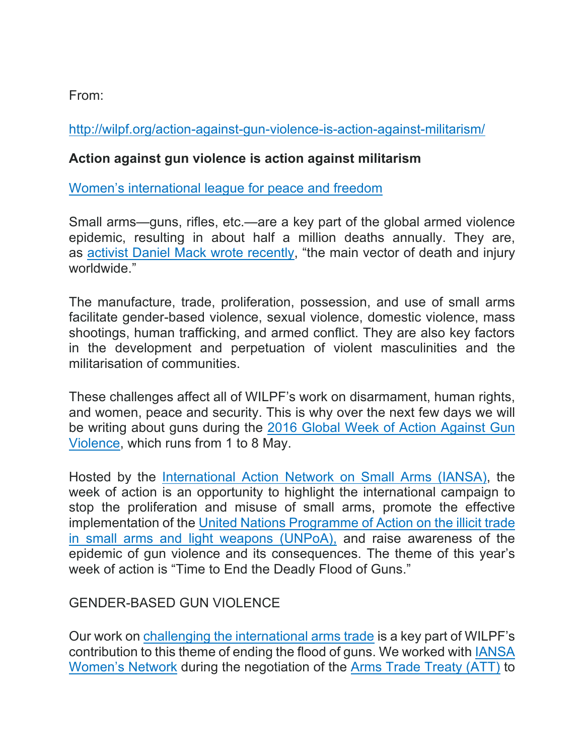From:

[http://wilpf.org/action-against-gun-violence-is-action-against-militarism/](http://wilpf.org/action-against-gun-violence-is-action-against-militarism/)

**Action against gun violence is action against militarism**

[Women's international league for peace and freedom]()

Small arms—guns, rifles, etc.—are a key part of the global armed violence epidemic, resulting in about half a million deaths annually. They are, as [activist Daniel Mack wrote recently](), "the main vector of death and injury worldwide."

The manufacture, trade, proliferation, possession, and use of small arms facilitate gender-based violence, sexual violence, domestic violence, mass shootings, human trafficking, and armed conflict. They are also key factors in the development and perpetuation of violent masculinities and the militarisation of communities.

These challenges affect all of WILPF's work on disarmament, human rights, and women, peace and security. This is why over the next few days we will be writing about guns during the [2016 Global Week of Action Against Gun Violence](), which runs from 1 to 8 May.

Hosted by the [International Action Network on Small Arms (IANSA)](), the week of action is an opportunity to highlight the international campaign to stop the proliferation and misuse of small arms, promote the effective implementation of the [United Nations Programme of Action on the illicit trade in small arms and light weapons (UNPoA),]() and raise awareness of the epidemic of gun violence and its consequences. The theme of this year's week of action is "Time to End the Deadly Flood of Guns."

GENDER-BASED GUN VIOLENCE

Our work on [challenging the international arms trade]() is a key part of WILPF's contribution to this theme of ending the flood of guns. We worked with [IANSA Women's Network]() during the negotiation of the [Arms Trade Treaty (ATT)]() to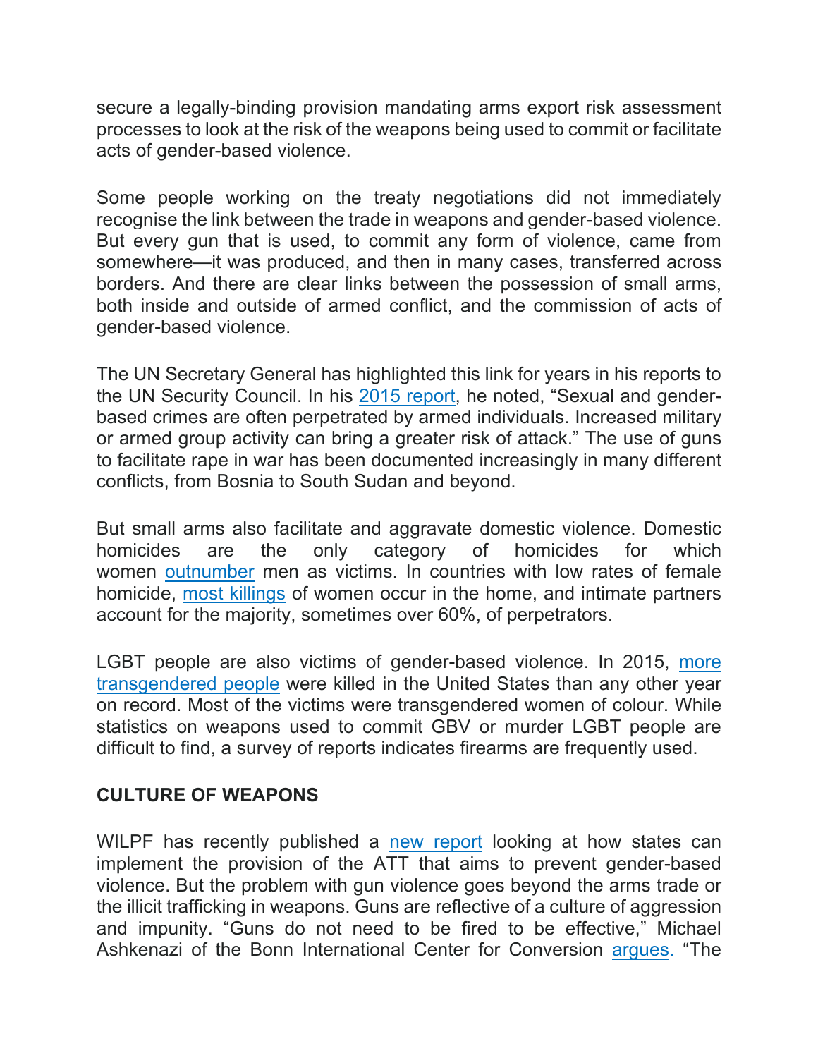secure a legally-binding provision mandating arms export risk assessment processes to look at the risk of the weapons being used to commit or facilitate acts of gender-based violence.

Some people working on the treaty negotiations did not immediately recognise the link between the trade in weapons and gender-based violence. But every gun that is used, to commit any form of violence, came from somewhere—it was produced, and then in many cases, transferred across borders. And there are clear links between the possession of small arms, both inside and outside of armed conflict, and the commission of acts of gender-based violence.

The UN Secretary General has highlighted this link for years in his reports to the UN Security Council. In his 2015 report, he noted, "Sexual and gender-based crimes are often perpetrated by armed individuals. Increased military or armed group activity can bring a greater risk of attack." The use of guns to facilitate rape in war has been documented increasingly in many different conflicts, from Bosnia to South Sudan and beyond.

But small arms also facilitate and aggravate domestic violence. Domestic homicides are the only category of homicides for which women outnumber men as victims. In countries with low rates of female homicide, most killings of women occur in the home, and intimate partners account for the majority, sometimes over 60%, of perpetrators.

LGBT people are also victims of gender-based violence. In 2015, more transgendered people were killed in the United States than any other year on record. Most of the victims were transgendered women of colour. While statistics on weapons used to commit GBV or murder LGBT people are difficult to find, a survey of reports indicates firearms are frequently used.

## CULTURE OF WEAPONS

WILPF has recently published a new report looking at how states can implement the provision of the ATT that aims to prevent gender-based violence. But the problem with gun violence goes beyond the arms trade or the illicit trafficking in weapons. Guns are reflective of a culture of aggression and impunity. "Guns do not need to be fired to be effective," Michael Ashkenazi of the Bonn International Center for Conversion argues. "The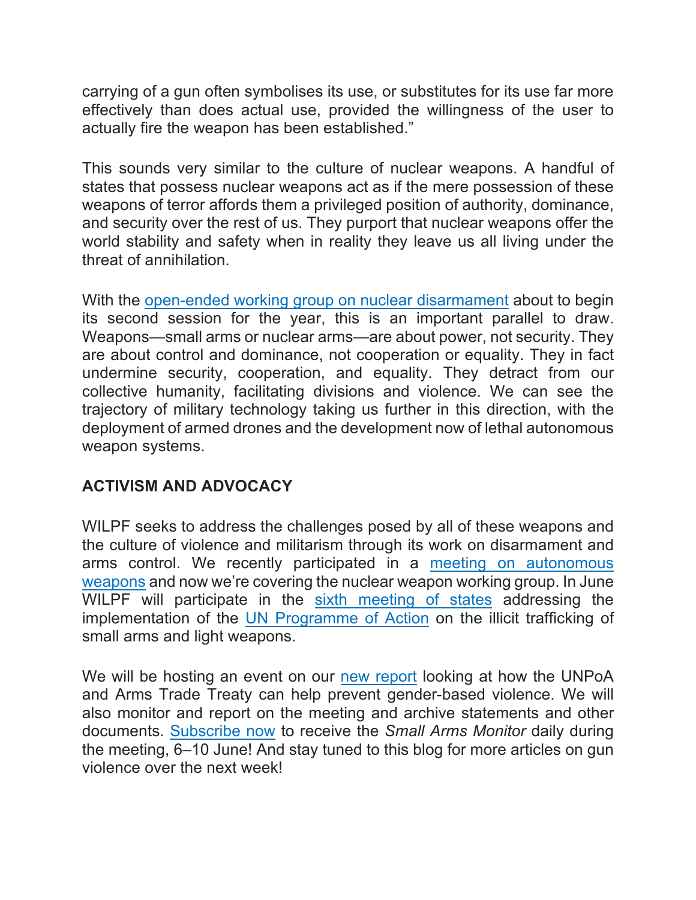carrying of a gun often symbolises its use, or substitutes for its use far more effectively than does actual use, provided the willingness of the user to actually fire the weapon has been established."

This sounds very similar to the culture of nuclear weapons. A handful of states that possess nuclear weapons act as if the mere possession of these weapons of terror affords them a privileged position of authority, dominance, and security over the rest of us. They purport that nuclear weapons offer the world stability and safety when in reality they leave us all living under the threat of annihilation.

With the open-ended working group on nuclear disarmament about to begin its second session for the year, this is an important parallel to draw. Weapons—small arms or nuclear arms—are about power, not security. They are about control and dominance, not cooperation or equality. They in fact undermine security, cooperation, and equality. They detract from our collective humanity, facilitating divisions and violence. We can see the trajectory of military technology taking us further in this direction, with the deployment of armed drones and the development now of lethal autonomous weapon systems.

**ACTIVISM AND ADVOCACY**

WILPF seeks to address the challenges posed by all of these weapons and the culture of violence and militarism through its work on disarmament and arms control. We recently participated in a meeting on autonomous weapons and now we're covering the nuclear weapon working group. In June WILPF will participate in the sixth meeting of states addressing the implementation of the UN Programme of Action on the illicit trafficking of small arms and light weapons.

We will be hosting an event on our new report looking at how the UNPoA and Arms Trade Treaty can help prevent gender-based violence. We will also monitor and report on the meeting and archive statements and other documents. Subscribe now to receive the *Small Arms Monitor* daily during the meeting, 6–10 June! And stay tuned to this blog for more articles on gun violence over the next week!